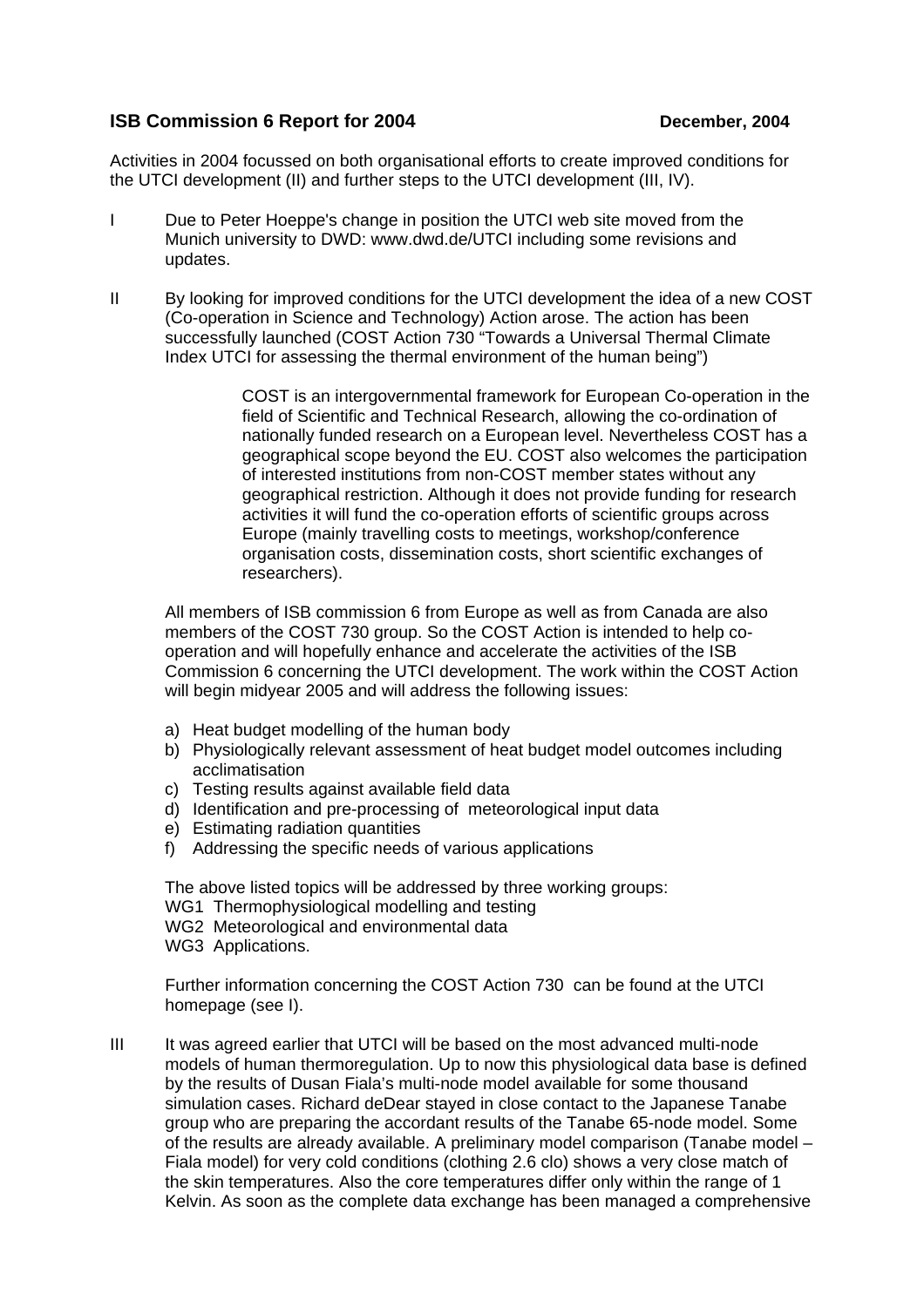**ISB Commission 6 Report for 2004** **December, 2004**

Activities in 2004 focussed on both organisational efforts to create improved conditions for the UTCI development (II) and further steps to the UTCI development (III, IV).

I Due to Peter Hoeppe's change in position the UTCI web site moved from the Munich university to DWD: www.dwd.de/UTCI including some revisions and updates.

II By looking for improved conditions for the UTCI development the idea of a new COST (Co-operation in Science and Technology) Action arose. The action has been successfully launched (COST Action 730 "Towards a Universal Thermal Climate Index UTCI for assessing the thermal environment of the human being")

> COST is an intergovernmental framework for European Co-operation in the field of Scientific and Technical Research, allowing the co-ordination of nationally funded research on a European level. Nevertheless COST has a geographical scope beyond the EU. COST also welcomes the participation of interested institutions from non-COST member states without any geographical restriction. Although it does not provide funding for research activities it will fund the co-operation efforts of scientific groups across Europe (mainly travelling costs to meetings, workshop/conference organisation costs, dissemination costs, short scientific exchanges of researchers).

All members of ISB commission 6 from Europe as well as from Canada are also members of the COST 730 group. So the COST Action is intended to help co-operation and will hopefully enhance and accelerate the activities of the ISB Commission 6 concerning the UTCI development. The work within the COST Action will begin midyear 2005 and will address the following issues:

a) Heat budget modelling of the human body
b) Physiologically relevant assessment of heat budget model outcomes including acclimatisation
c) Testing results against available field data
d) Identification and pre-processing of meteorological input data
e) Estimating radiation quantities
f) Addressing the specific needs of various applications

The above listed topics will be addressed by three working groups:
WG1 Thermophysiological modelling and testing
WG2 Meteorological and environmental data
WG3 Applications.

Further information concerning the COST Action 730 can be found at the UTCI homepage (see I).

III It was agreed earlier that UTCI will be based on the most advanced multi-node models of human thermoregulation. Up to now this physiological data base is defined by the results of Dusan Fiala's multi-node model available for some thousand simulation cases. Richard deDear stayed in close contact to the Japanese Tanabe group who are preparing the accordant results of the Tanabe 65-node model. Some of the results are already available. A preliminary model comparison (Tanabe model – Fiala model) for very cold conditions (clothing 2.6 clo) shows a very close match of the skin temperatures. Also the core temperatures differ only within the range of 1 Kelvin. As soon as the complete data exchange has been managed a comprehensive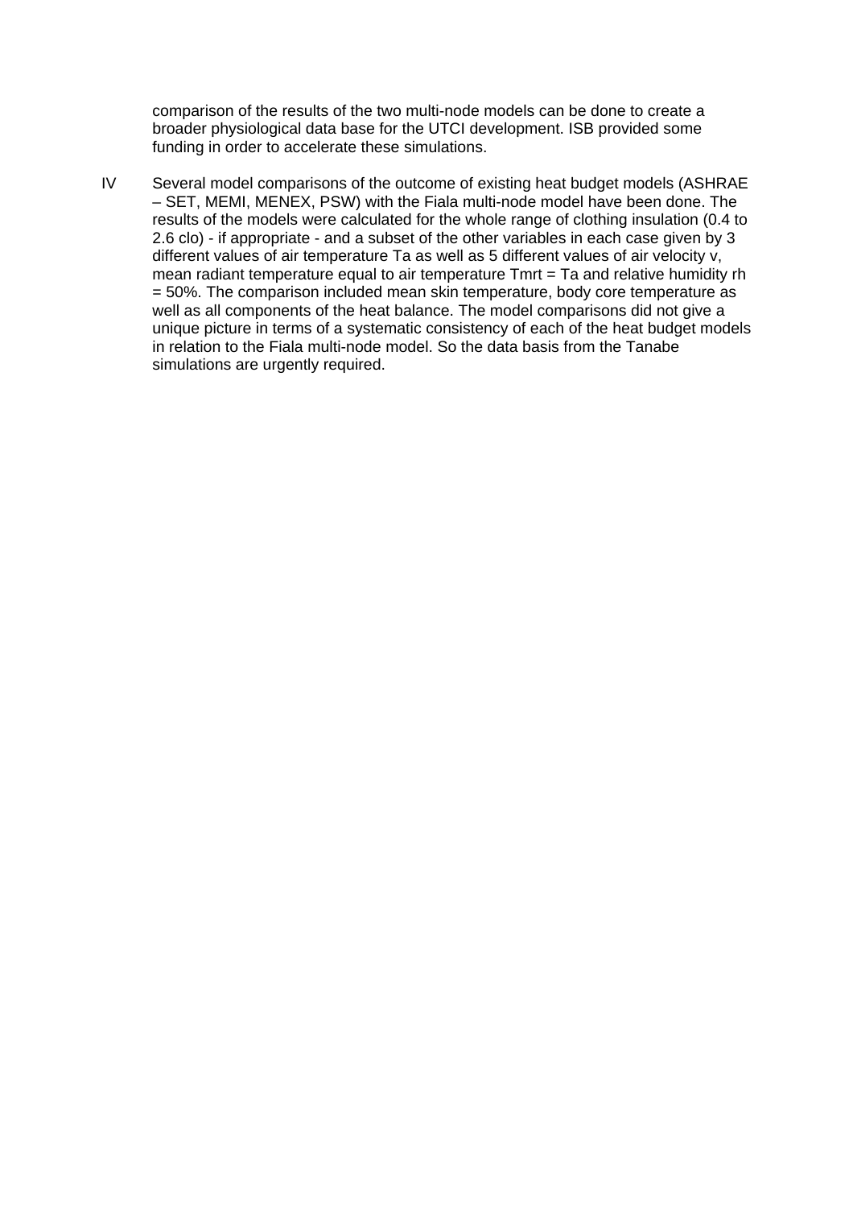comparison of the results of the two multi-node models can be done to create a broader physiological data base for the UTCI development. ISB provided some funding in order to accelerate these simulations.

IV Several model comparisons of the outcome of existing heat budget models (ASHRAE – SET, MEMI, MENEX, PSW) with the Fiala multi-node model have been done. The results of the models were calculated for the whole range of clothing insulation (0.4 to 2.6 clo) - if appropriate - and a subset of the other variables in each case given by 3 different values of air temperature Ta as well as 5 different values of air velocity v, mean radiant temperature equal to air temperature Tmrt = Ta and relative humidity rh = 50%. The comparison included mean skin temperature, body core temperature as well as all components of the heat balance. The model comparisons did not give a unique picture in terms of a systematic consistency of each of the heat budget models in relation to the Fiala multi-node model. So the data basis from the Tanabe simulations are urgently required.